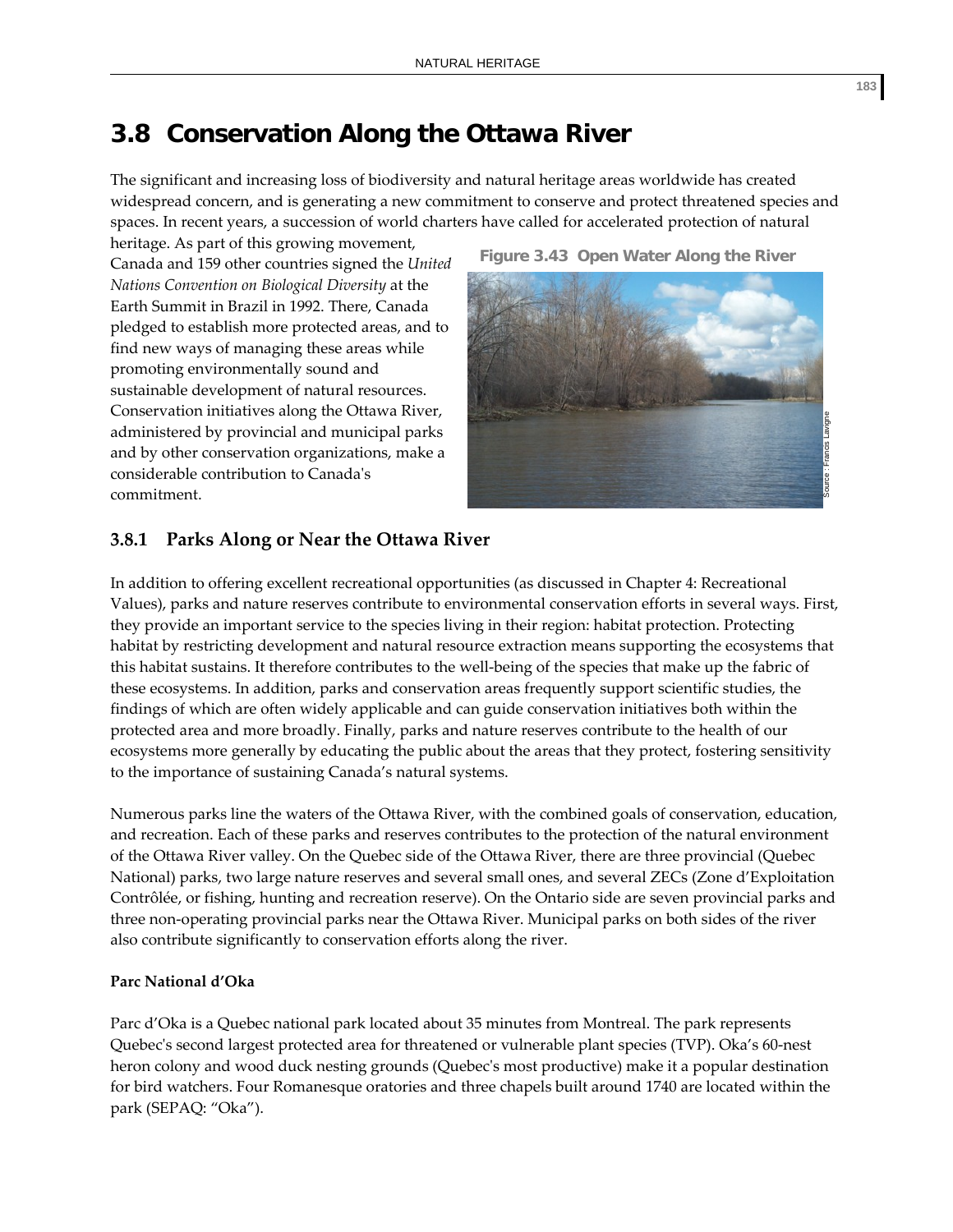# 3.8 Conservation Along the Ottawa River

The significant and increasing loss of biodiversity and natural heritage areas worldwide has created widespread concern, and is generating a new commitment to conserve and protect threatened species and spaces. In recent years, a succession of world charters have called for accelerated protection of natural heritage. As part of this growing movement, Canada and 159 other countries signed the *United Nations Convention on Biological Diversity* at the Earth Summit in Brazil in 1992. There, Canada pledged to establish more protected areas, and to find new ways of managing these areas while promoting environmentally sound and sustainable development of natural resources. Conservation initiatives along the Ottawa River, administered by provincial and municipal parks and by other conservation organizations, make a considerable contribution to Canada's commitment.

**Figure 3.43 Open Water Along the River**

Source : Francis Lavigne

## 3.8.1 Parks Along or Near the Ottawa River

In addition to offering excellent recreational opportunities (as discussed in Chapter 4: Recreational Values), parks and nature reserves contribute to environmental conservation efforts in several ways. First, they provide an important service to the species living in their region: habitat protection. Protecting habitat by restricting development and natural resource extraction means supporting the ecosystems that this habitat sustains. It therefore contributes to the well-being of the species that make up the fabric of these ecosystems. In addition, parks and conservation areas frequently support scientific studies, the findings of which are often widely applicable and can guide conservation initiatives both within the protected area and more broadly. Finally, parks and nature reserves contribute to the health of our ecosystems more generally by educating the public about the areas that they protect, fostering sensitivity to the importance of sustaining Canada's natural systems.

Numerous parks line the waters of the Ottawa River, with the combined goals of conservation, education, and recreation. Each of these parks and reserves contributes to the protection of the natural environment of the Ottawa River valley. On the Quebec side of the Ottawa River, there are three provincial (Quebec National) parks, two large nature reserves and several small ones, and several ZECs (Zone d'Exploitation Contrôlée, or fishing, hunting and recreation reserve). On the Ontario side are seven provincial parks and three non-operating provincial parks near the Ottawa River. Municipal parks on both sides of the river also contribute significantly to conservation efforts along the river.

**Parc National d'Oka**

Parc d'Oka is a Quebec national park located about 35 minutes from Montreal. The park represents Quebec's second largest protected area for threatened or vulnerable plant species (TVP). Oka's 60-nest heron colony and wood duck nesting grounds (Quebec's most productive) make it a popular destination for bird watchers. Four Romanesque oratories and three chapels built around 1740 are located within the park (SEPAQ: "Oka").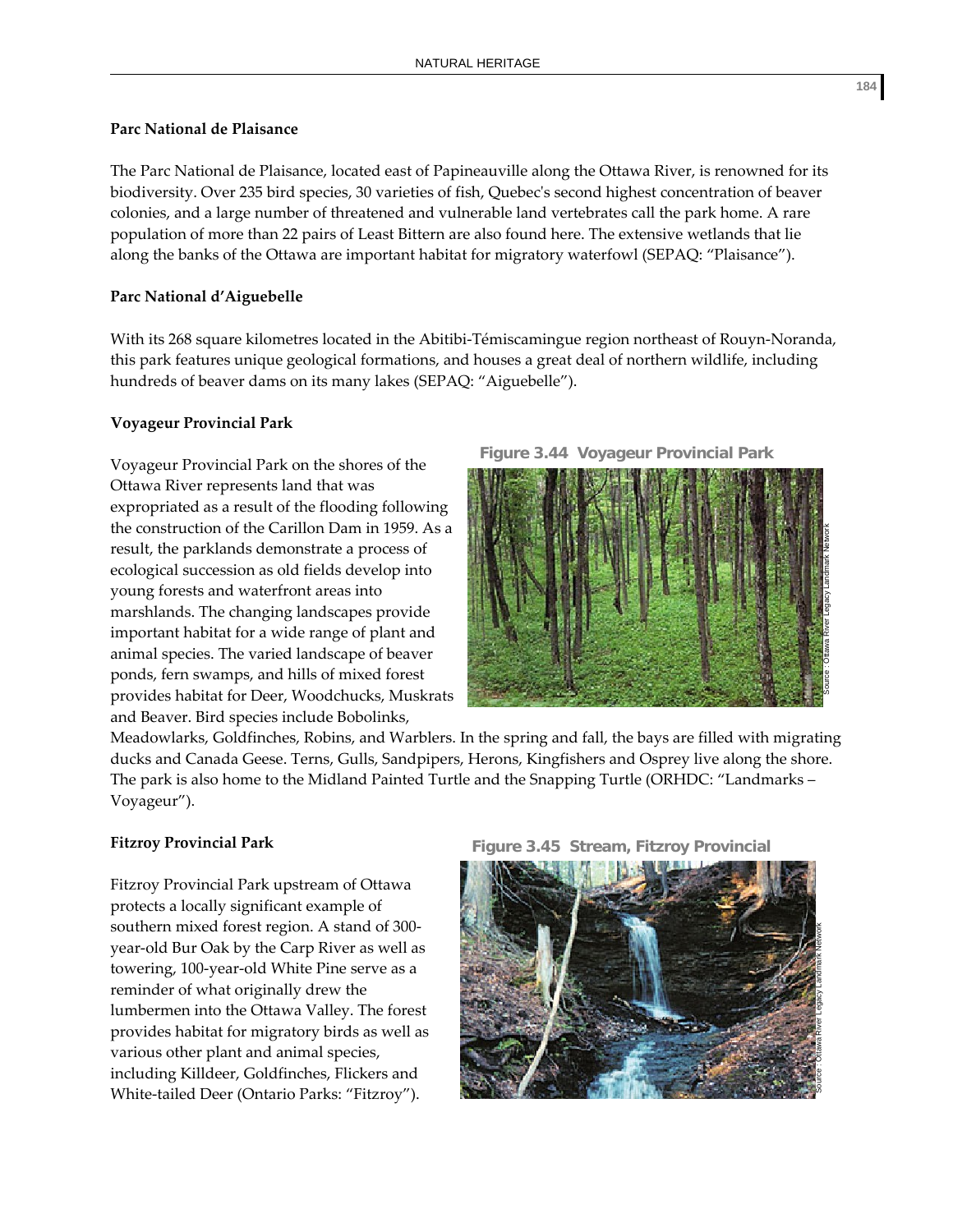### Parc National de Plaisance

The Parc National de Plaisance, located east of Papineauville along the Ottawa River, is renowned for its biodiversity. Over 235 bird species, 30 varieties of fish, Quebec's second highest concentration of beaver colonies, and a large number of threatened and vulnerable land vertebrates call the park home. A rare population of more than 22 pairs of Least Bittern are also found here. The extensive wetlands that lie along the banks of the Ottawa are important habitat for migratory waterfowl (SEPAQ: "Plaisance").

### Parc National d'Aiguebelle

With its 268 square kilometres located in the Abitibi-Témiscamingue region northeast of Rouyn-Noranda, this park features unique geological formations, and houses a great deal of northern wildlife, including hundreds of beaver dams on its many lakes (SEPAQ: "Aiguebelle").

### Voyageur Provincial Park

Voyageur Provincial Park on the shores of the Ottawa River represents land that was expropriated as a result of the flooding following the construction of the Carillon Dam in 1959. As a result, the parklands demonstrate a process of ecological succession as old fields develop into young forests and waterfront areas into marshlands. The changing landscapes provide important habitat for a wide range of plant and animal species. The varied landscape of beaver ponds, fern swamps, and hills of mixed forest provides habitat for Deer, Woodchucks, Muskrats and Beaver. Bird species include Bobolinks, Meadowlarks, Goldfinches, Robins, and Warblers. In the spring and fall, the bays are filled with migrating ducks and Canada Geese. Terns, Gulls, Sandpipers, Herons, Kingfishers and Osprey live along the shore. The park is also home to the Midland Painted Turtle and the Snapping Turtle (ORHDC: "Landmarks – Voyageur").

**Figure 3.44 Voyageur Provincial Park**

Source : Ottawa River Legacy Landmark Network

### Fitzroy Provincial Park

Fitzroy Provincial Park upstream of Ottawa protects a locally significant example of southern mixed forest region. A stand of 300-year-old Bur Oak by the Carp River as well as towering, 100-year-old White Pine serve as a reminder of what originally drew the lumbermen into the Ottawa Valley. The forest provides habitat for migratory birds as well as various other plant and animal species, including Killdeer, Goldfinches, Flickers and White-tailed Deer (Ontario Parks: "Fitzroy").

**Figure 3.45 Stream, Fitzroy Provincial**

Source : Ottawa River Legacy Landmark Network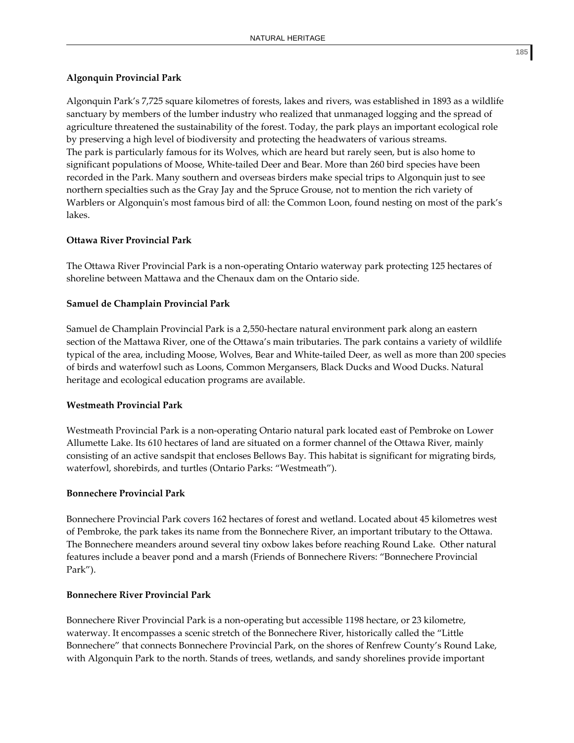**Algonquin Provincial Park**

Algonquin Park's 7,725 square kilometres of forests, lakes and rivers, was established in 1893 as a wildlife sanctuary by members of the lumber industry who realized that unmanaged logging and the spread of agriculture threatened the sustainability of the forest. Today, the park plays an important ecological role by preserving a high level of biodiversity and protecting the headwaters of various streams.
The park is particularly famous for its Wolves, which are heard but rarely seen, but is also home to significant populations of Moose, White-tailed Deer and Bear. More than 260 bird species have been recorded in the Park. Many southern and overseas birders make special trips to Algonquin just to see northern specialties such as the Gray Jay and the Spruce Grouse, not to mention the rich variety of Warblers or Algonquin's most famous bird of all: the Common Loon, found nesting on most of the park's lakes.

**Ottawa River Provincial Park**

The Ottawa River Provincial Park is a non-operating Ontario waterway park protecting 125 hectares of shoreline between Mattawa and the Chenaux dam on the Ontario side.

**Samuel de Champlain Provincial Park**

Samuel de Champlain Provincial Park is a 2,550-hectare natural environment park along an eastern section of the Mattawa River, one of the Ottawa's main tributaries. The park contains a variety of wildlife typical of the area, including Moose, Wolves, Bear and White-tailed Deer, as well as more than 200 species of birds and waterfowl such as Loons, Common Mergansers, Black Ducks and Wood Ducks. Natural heritage and ecological education programs are available.

**Westmeath Provincial Park**

Westmeath Provincial Park is a non-operating Ontario natural park located east of Pembroke on Lower Allumette Lake. Its 610 hectares of land are situated on a former channel of the Ottawa River, mainly consisting of an active sandspit that encloses Bellows Bay. This habitat is significant for migrating birds, waterfowl, shorebirds, and turtles (Ontario Parks: "Westmeath").

**Bonnechere Provincial Park**

Bonnechere Provincial Park covers 162 hectares of forest and wetland. Located about 45 kilometres west of Pembroke, the park takes its name from the Bonnechere River, an important tributary to the Ottawa. The Bonnechere meanders around several tiny oxbow lakes before reaching Round Lake. Other natural features include a beaver pond and a marsh (Friends of Bonnechere Rivers: "Bonnechere Provincial Park").

**Bonnechere River Provincial Park**

Bonnechere River Provincial Park is a non-operating but accessible 1198 hectare, or 23 kilometre, waterway. It encompasses a scenic stretch of the Bonnechere River, historically called the "Little Bonnechere" that connects Bonnechere Provincial Park, on the shores of Renfrew County's Round Lake, with Algonquin Park to the north. Stands of trees, wetlands, and sandy shorelines provide important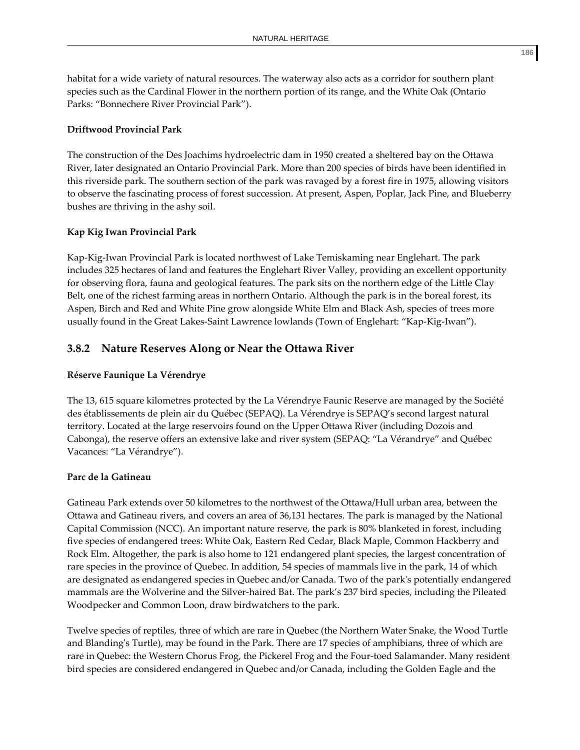habitat for a wide variety of natural resources. The waterway also acts as a corridor for southern plant species such as the Cardinal Flower in the northern portion of its range, and the White Oak (Ontario Parks: "Bonnechere River Provincial Park").

**Driftwood Provincial Park**

The construction of the Des Joachims hydroelectric dam in 1950 created a sheltered bay on the Ottawa River, later designated an Ontario Provincial Park. More than 200 species of birds have been identified in this riverside park. The southern section of the park was ravaged by a forest fire in 1975, allowing visitors to observe the fascinating process of forest succession. At present, Aspen, Poplar, Jack Pine, and Blueberry bushes are thriving in the ashy soil.

**Kap Kig Iwan Provincial Park**

Kap-Kig-Iwan Provincial Park is located northwest of Lake Temiskaming near Englehart. The park includes 325 hectares of land and features the Englehart River Valley, providing an excellent opportunity for observing flora, fauna and geological features. The park sits on the northern edge of the Little Clay Belt, one of the richest farming areas in northern Ontario. Although the park is in the boreal forest, its Aspen, Birch and Red and White Pine grow alongside White Elm and Black Ash, species of trees more usually found in the Great Lakes-Saint Lawrence lowlands (Town of Englehart: "Kap-Kig-Iwan").

### 3.8.2 Nature Reserves Along or Near the Ottawa River

**Réserve Faunique La Vérendrye**

The 13, 615 square kilometres protected by the La Vérendrye Faunic Reserve are managed by the Société des établissements de plein air du Québec (SEPAQ). La Vérendrye is SEPAQ's second largest natural territory. Located at the large reservoirs found on the Upper Ottawa River (including Dozois and Cabonga), the reserve offers an extensive lake and river system (SEPAQ: "La Vérandrye" and Québec Vacances: "La Vérandrye").

**Parc de la Gatineau**

Gatineau Park extends over 50 kilometres to the northwest of the Ottawa/Hull urban area, between the Ottawa and Gatineau rivers, and covers an area of 36,131 hectares. The park is managed by the National Capital Commission (NCC). An important nature reserve, the park is 80% blanketed in forest, including five species of endangered trees: White Oak, Eastern Red Cedar, Black Maple, Common Hackberry and Rock Elm. Altogether, the park is also home to 121 endangered plant species, the largest concentration of rare species in the province of Quebec. In addition, 54 species of mammals live in the park, 14 of which are designated as endangered species in Quebec and/or Canada. Two of the park's potentially endangered mammals are the Wolverine and the Silver-haired Bat. The park's 237 bird species, including the Pileated Woodpecker and Common Loon, draw birdwatchers to the park.

Twelve species of reptiles, three of which are rare in Quebec (the Northern Water Snake, the Wood Turtle and Blanding's Turtle), may be found in the Park. There are 17 species of amphibians, three of which are rare in Quebec: the Western Chorus Frog, the Pickerel Frog and the Four-toed Salamander. Many resident bird species are considered endangered in Quebec and/or Canada, including the Golden Eagle and the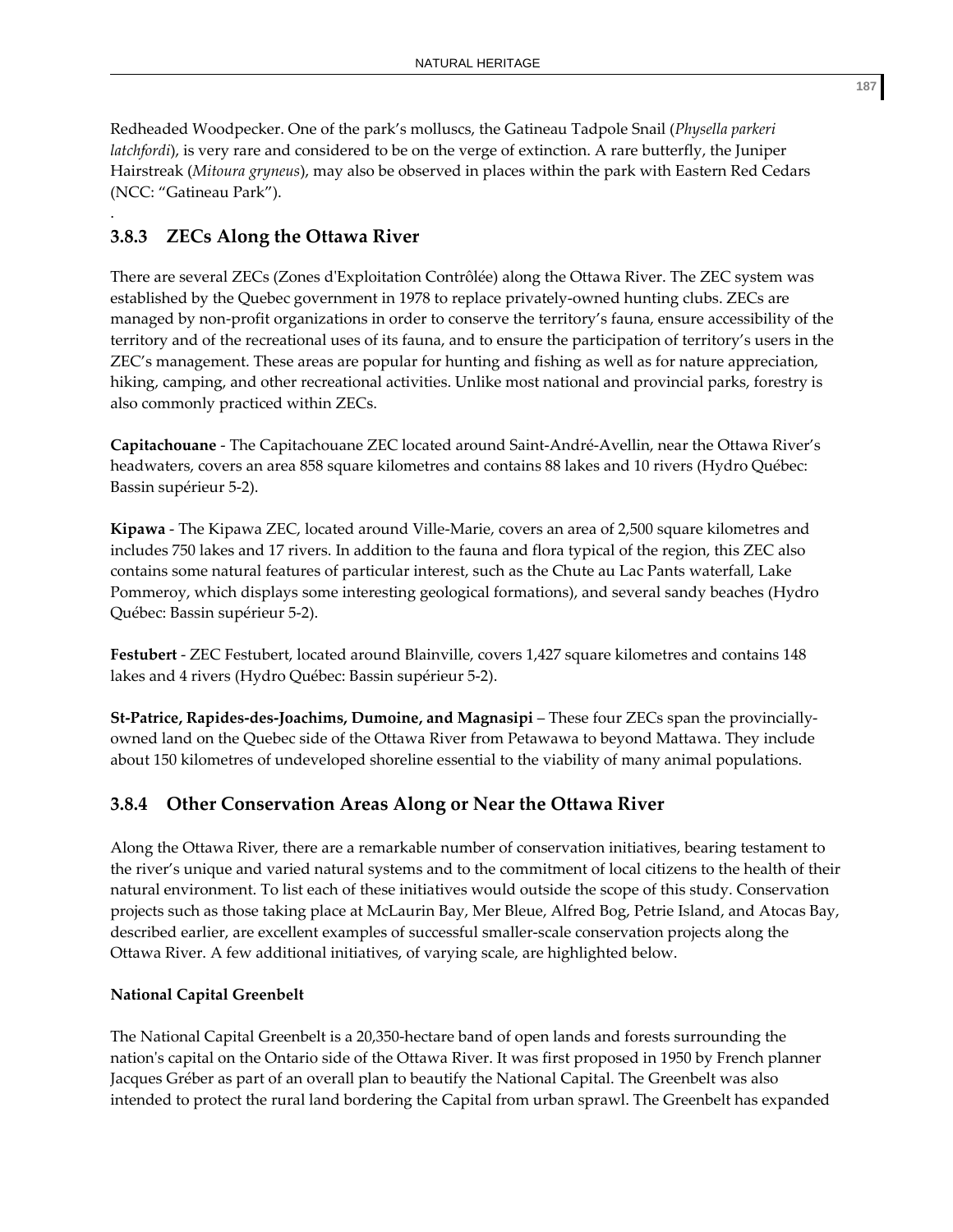Redheaded Woodpecker. One of the park's molluscs, the Gatineau Tadpole Snail (*Physella parkeri latchfordi*), is very rare and considered to be on the verge of extinction. A rare butterfly, the Juniper Hairstreak (*Mitoura gryneus*), may also be observed in places within the park with Eastern Red Cedars (NCC: "Gatineau Park").

.

### 3.8.3 ZECs Along the Ottawa River

There are several ZECs (Zones d'Exploitation Contrôlée) along the Ottawa River. The ZEC system was established by the Quebec government in 1978 to replace privately-owned hunting clubs. ZECs are managed by non-profit organizations in order to conserve the territory's fauna, ensure accessibility of the territory and of the recreational uses of its fauna, and to ensure the participation of territory's users in the ZEC's management. These areas are popular for hunting and fishing as well as for nature appreciation, hiking, camping, and other recreational activities. Unlike most national and provincial parks, forestry is also commonly practiced within ZECs.

**Capitachouane** - The Capitachouane ZEC located around Saint-André-Avellin, near the Ottawa River's headwaters, covers an area 858 square kilometres and contains 88 lakes and 10 rivers (Hydro Québec: Bassin supérieur 5-2).

**Kipawa** - The Kipawa ZEC, located around Ville-Marie, covers an area of 2,500 square kilometres and includes 750 lakes and 17 rivers. In addition to the fauna and flora typical of the region, this ZEC also contains some natural features of particular interest, such as the Chute au Lac Pants waterfall, Lake Pommeroy, which displays some interesting geological formations), and several sandy beaches (Hydro Québec: Bassin supérieur 5-2).

**Festubert** - ZEC Festubert, located around Blainville, covers 1,427 square kilometres and contains 148 lakes and 4 rivers (Hydro Québec: Bassin supérieur 5-2).

**St-Patrice, Rapides-des-Joachims, Dumoine, and Magnasipi** – These four ZECs span the provincially-owned land on the Quebec side of the Ottawa River from Petawawa to beyond Mattawa. They include about 150 kilometres of undeveloped shoreline essential to the viability of many animal populations.

### 3.8.4 Other Conservation Areas Along or Near the Ottawa River

Along the Ottawa River, there are a remarkable number of conservation initiatives, bearing testament to the river's unique and varied natural systems and to the commitment of local citizens to the health of their natural environment. To list each of these initiatives would outside the scope of this study. Conservation projects such as those taking place at McLaurin Bay, Mer Bleue, Alfred Bog, Petrie Island, and Atocas Bay, described earlier, are excellent examples of successful smaller-scale conservation projects along the Ottawa River. A few additional initiatives, of varying scale, are highlighted below.

**National Capital Greenbelt**

The National Capital Greenbelt is a 20,350-hectare band of open lands and forests surrounding the nation's capital on the Ontario side of the Ottawa River. It was first proposed in 1950 by French planner Jacques Gréber as part of an overall plan to beautify the National Capital. The Greenbelt was also intended to protect the rural land bordering the Capital from urban sprawl. The Greenbelt has expanded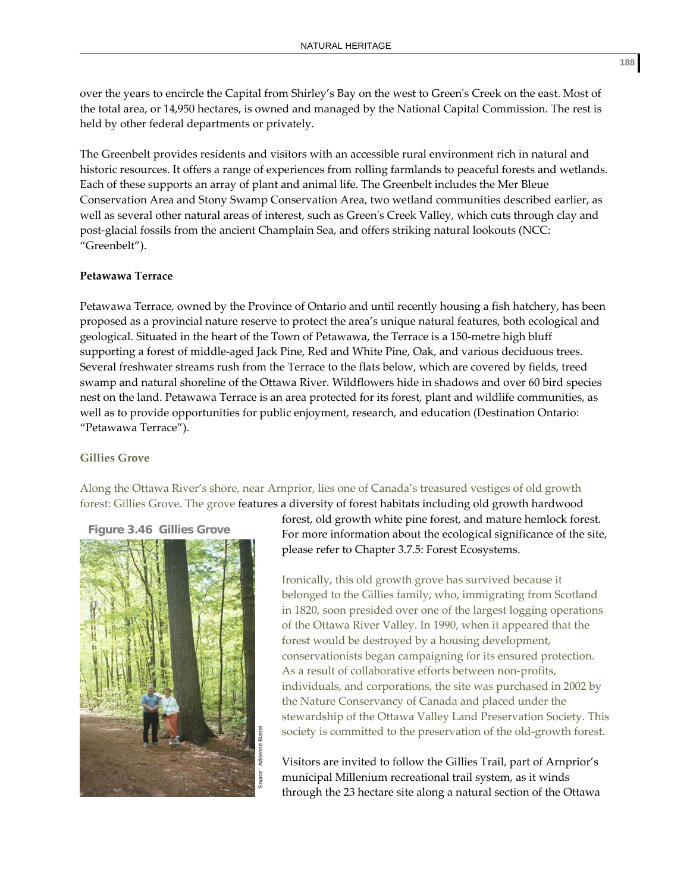over the years to encircle the Capital from Shirley's Bay on the west to Green's Creek on the east. Most of the total area, or 14,950 hectares, is owned and managed by the National Capital Commission. The rest is held by other federal departments or privately.

The Greenbelt provides residents and visitors with an accessible rural environment rich in natural and historic resources. It offers a range of experiences from rolling farmlands to peaceful forests and wetlands. Each of these supports an array of plant and animal life. The Greenbelt includes the Mer Bleue Conservation Area and Stony Swamp Conservation Area, two wetland communities described earlier, as well as several other natural areas of interest, such as Green's Creek Valley, which cuts through clay and post-glacial fossils from the ancient Champlain Sea, and offers striking natural lookouts (NCC: "Greenbelt").

**Petawawa Terrace**

Petawawa Terrace, owned by the Province of Ontario and until recently housing a fish hatchery, has been proposed as a provincial nature reserve to protect the area's unique natural features, both ecological and geological. Situated in the heart of the Town of Petawawa, the Terrace is a 150-metre high bluff supporting a forest of middle-aged Jack Pine, Red and White Pine, Oak, and various deciduous trees. Several freshwater streams rush from the Terrace to the flats below, which are covered by fields, treed swamp and natural shoreline of the Ottawa River. Wildflowers hide in shadows and over 60 bird species nest on the land. Petawawa Terrace is an area protected for its forest, plant and wildlife communities, as well as to provide opportunities for public enjoyment, research, and education (Destination Ontario: "Petawawa Terrace").

**Gillies Grove**

Along the Ottawa River's shore, near Arnprior, lies one of Canada's treasured vestiges of old growth forest: Gillies Grove. The grove features a diversity of forest habitats including old growth hardwood forest, old growth white pine forest, and mature hemlock forest. For more information about the ecological significance of the site, please refer to Chapter 3.7.5: Forest Ecosystems.

**Figure 3.46 Gillies Grove**

Source : Adrienne Blattel

Ironically, this old growth grove has survived because it belonged to the Gillies family, who, immigrating from Scotland in 1820, soon presided over one of the largest logging operations of the Ottawa River Valley. In 1990, when it appeared that the forest would be destroyed by a housing development, conservationists began campaigning for its ensured protection. As a result of collaborative efforts between non-profits, individuals, and corporations, the site was purchased in 2002 by the Nature Conservancy of Canada and placed under the stewardship of the Ottawa Valley Land Preservation Society. This society is committed to the preservation of the old-growth forest.

Visitors are invited to follow the Gillies Trail, part of Arnprior's municipal Millenium recreational trail system, as it winds through the 23 hectare site along a natural section of the Ottawa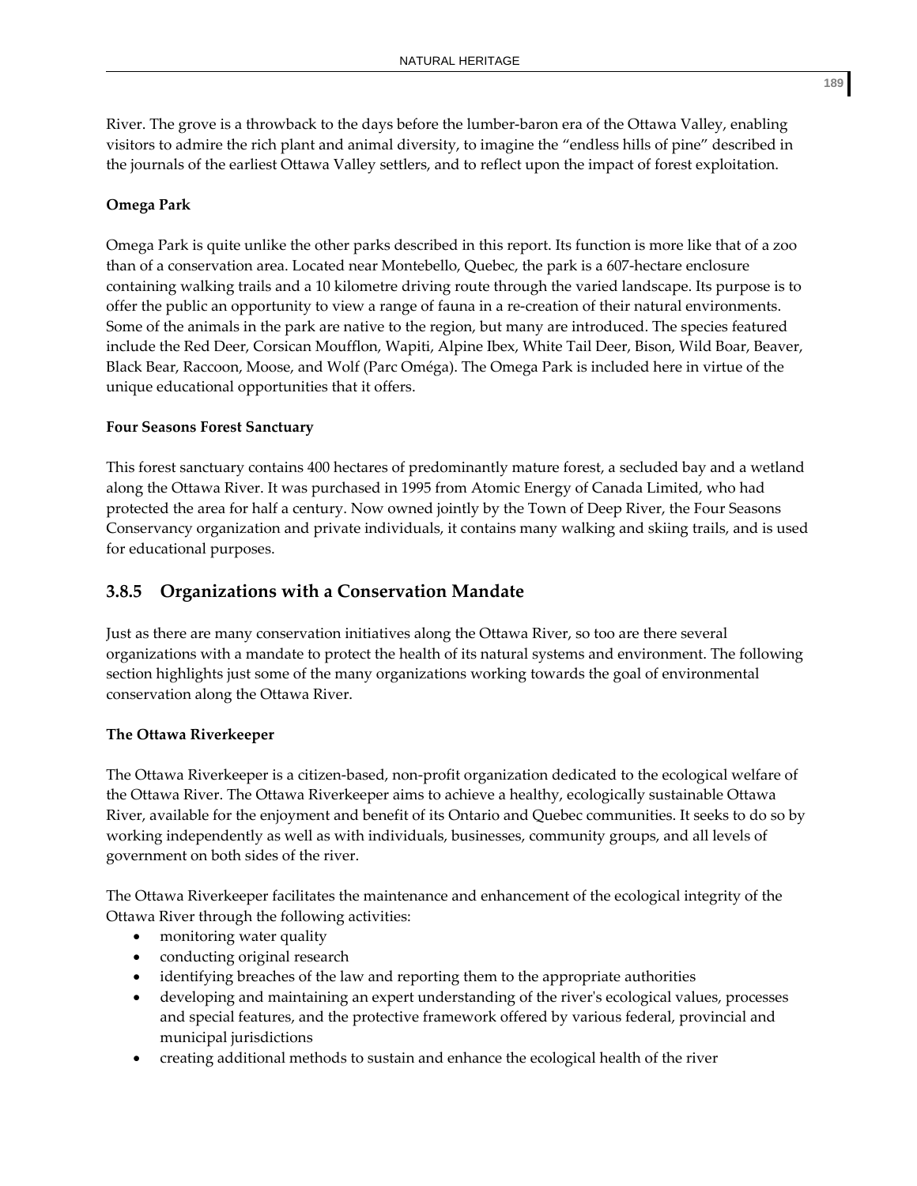River. The grove is a throwback to the days before the lumber-baron era of the Ottawa Valley, enabling visitors to admire the rich plant and animal diversity, to imagine the "endless hills of pine" described in the journals of the earliest Ottawa Valley settlers, and to reflect upon the impact of forest exploitation.

**Omega Park**

Omega Park is quite unlike the other parks described in this report. Its function is more like that of a zoo than of a conservation area. Located near Montebello, Quebec, the park is a 607-hectare enclosure containing walking trails and a 10 kilometre driving route through the varied landscape. Its purpose is to offer the public an opportunity to view a range of fauna in a re-creation of their natural environments. Some of the animals in the park are native to the region, but many are introduced. The species featured include the Red Deer, Corsican Moufflon, Wapiti, Alpine Ibex, White Tail Deer, Bison, Wild Boar, Beaver, Black Bear, Raccoon, Moose, and Wolf (Parc Oméga). The Omega Park is included here in virtue of the unique educational opportunities that it offers.

**Four Seasons Forest Sanctuary**

This forest sanctuary contains 400 hectares of predominantly mature forest, a secluded bay and a wetland along the Ottawa River. It was purchased in 1995 from Atomic Energy of Canada Limited, who had protected the area for half a century. Now owned jointly by the Town of Deep River, the Four Seasons Conservancy organization and private individuals, it contains many walking and skiing trails, and is used for educational purposes.

### 3.8.5 Organizations with a Conservation Mandate

Just as there are many conservation initiatives along the Ottawa River, so too are there several organizations with a mandate to protect the health of its natural systems and environment. The following section highlights just some of the many organizations working towards the goal of environmental conservation along the Ottawa River.

**The Ottawa Riverkeeper**

The Ottawa Riverkeeper is a citizen-based, non-profit organization dedicated to the ecological welfare of the Ottawa River. The Ottawa Riverkeeper aims to achieve a healthy, ecologically sustainable Ottawa River, available for the enjoyment and benefit of its Ontario and Quebec communities. It seeks to do so by working independently as well as with individuals, businesses, community groups, and all levels of government on both sides of the river.

The Ottawa Riverkeeper facilitates the maintenance and enhancement of the ecological integrity of the Ottawa River through the following activities:

- monitoring water quality
- conducting original research
- identifying breaches of the law and reporting them to the appropriate authorities
- developing and maintaining an expert understanding of the river's ecological values, processes and special features, and the protective framework offered by various federal, provincial and municipal jurisdictions
- creating additional methods to sustain and enhance the ecological health of the river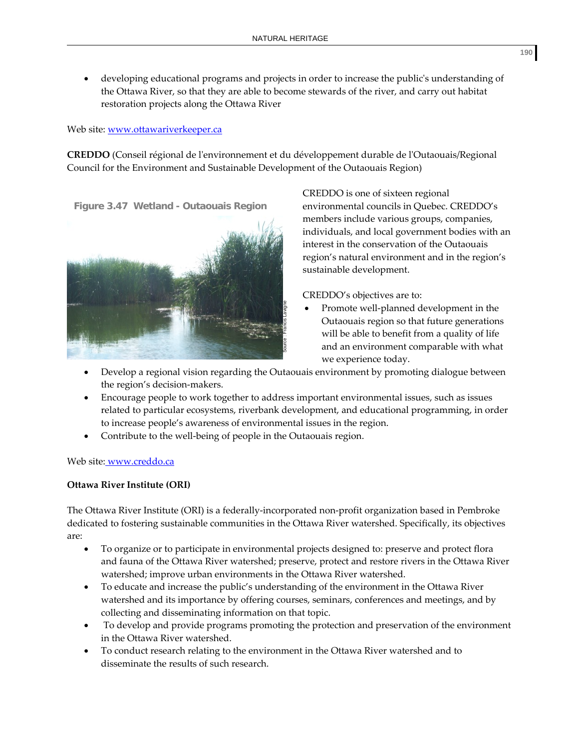- developing educational programs and projects in order to increase the public's understanding of the Ottawa River, so that they are able to become stewards of the river, and carry out habitat restoration projects along the Ottawa River

Web site: www.ottawariverkeeper.ca

**CREDDO** (Conseil régional de l'environnement et du développement durable de l'Outaouais/Regional Council for the Environment and Sustainable Development of the Outaouais Region)

Figure 3.47 Wetland - Outaouais Region

CREDDO is one of sixteen regional environmental councils in Quebec. CREDDO's members include various groups, companies, individuals, and local government bodies with an interest in the conservation of the Outaouais region's natural environment and in the region's sustainable development.

CREDDO's objectives are to:

- Promote well-planned development in the Outaouais region so that future generations will be able to benefit from a quality of life and an environment comparable with what we experience today.
- Develop a regional vision regarding the Outaouais environment by promoting dialogue between the region's decision-makers.
- Encourage people to work together to address important environmental issues, such as issues related to particular ecosystems, riverbank development, and educational programming, in order to increase people's awareness of environmental issues in the region.
- Contribute to the well-being of people in the Outaouais region.

Web site: www.creddo.ca

**Ottawa River Institute (ORI)**

The Ottawa River Institute (ORI) is a federally-incorporated non-profit organization based in Pembroke dedicated to fostering sustainable communities in the Ottawa River watershed. Specifically, its objectives are:

- To organize or to participate in environmental projects designed to: preserve and protect flora and fauna of the Ottawa River watershed; preserve, protect and restore rivers in the Ottawa River watershed; improve urban environments in the Ottawa River watershed.
- To educate and increase the public's understanding of the environment in the Ottawa River watershed and its importance by offering courses, seminars, conferences and meetings, and by collecting and disseminating information on that topic.
- To develop and provide programs promoting the protection and preservation of the environment in the Ottawa River watershed.
- To conduct research relating to the environment in the Ottawa River watershed and to disseminate the results of such research.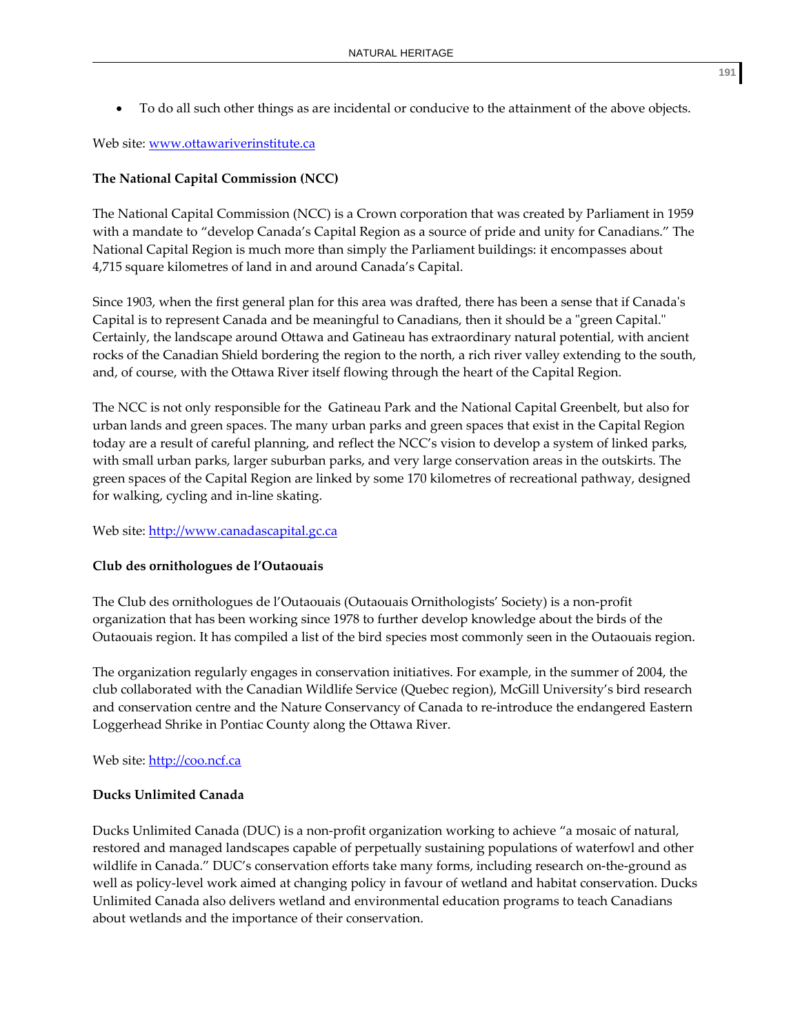- To do all such other things as are incidental or conducive to the attainment of the above objects.

Web site: [www.ottawariverinstitute.ca](www.ottawariverinstitute.ca)

**The National Capital Commission (NCC)**

The National Capital Commission (NCC) is a Crown corporation that was created by Parliament in 1959 with a mandate to "develop Canada's Capital Region as a source of pride and unity for Canadians." The National Capital Region is much more than simply the Parliament buildings: it encompasses about 4,715 square kilometres of land in and around Canada's Capital.

Since 1903, when the first general plan for this area was drafted, there has been a sense that if Canada's Capital is to represent Canada and be meaningful to Canadians, then it should be a "green Capital." Certainly, the landscape around Ottawa and Gatineau has extraordinary natural potential, with ancient rocks of the Canadian Shield bordering the region to the north, a rich river valley extending to the south, and, of course, with the Ottawa River itself flowing through the heart of the Capital Region.

The NCC is not only responsible for the Gatineau Park and the National Capital Greenbelt, but also for urban lands and green spaces. The many urban parks and green spaces that exist in the Capital Region today are a result of careful planning, and reflect the NCC's vision to develop a system of linked parks, with small urban parks, larger suburban parks, and very large conservation areas in the outskirts. The green spaces of the Capital Region are linked by some 170 kilometres of recreational pathway, designed for walking, cycling and in-line skating.

Web site: [http://www.canadascapital.gc.ca](http://www.canadascapital.gc.ca)

**Club des ornithologues de l'Outaouais**

The Club des ornithologues de l'Outaouais (Outaouais Ornithologists' Society) is a non-profit organization that has been working since 1978 to further develop knowledge about the birds of the Outaouais region. It has compiled a list of the bird species most commonly seen in the Outaouais region.

The organization regularly engages in conservation initiatives. For example, in the summer of 2004, the club collaborated with the Canadian Wildlife Service (Quebec region), McGill University's bird research and conservation centre and the Nature Conservancy of Canada to re-introduce the endangered Eastern Loggerhead Shrike in Pontiac County along the Ottawa River.

Web site: [http://coo.ncf.ca](http://coo.ncf.ca)

**Ducks Unlimited Canada**

Ducks Unlimited Canada (DUC) is a non-profit organization working to achieve "a mosaic of natural, restored and managed landscapes capable of perpetually sustaining populations of waterfowl and other wildlife in Canada." DUC's conservation efforts take many forms, including research on-the-ground as well as policy-level work aimed at changing policy in favour of wetland and habitat conservation. Ducks Unlimited Canada also delivers wetland and environmental education programs to teach Canadians about wetlands and the importance of their conservation.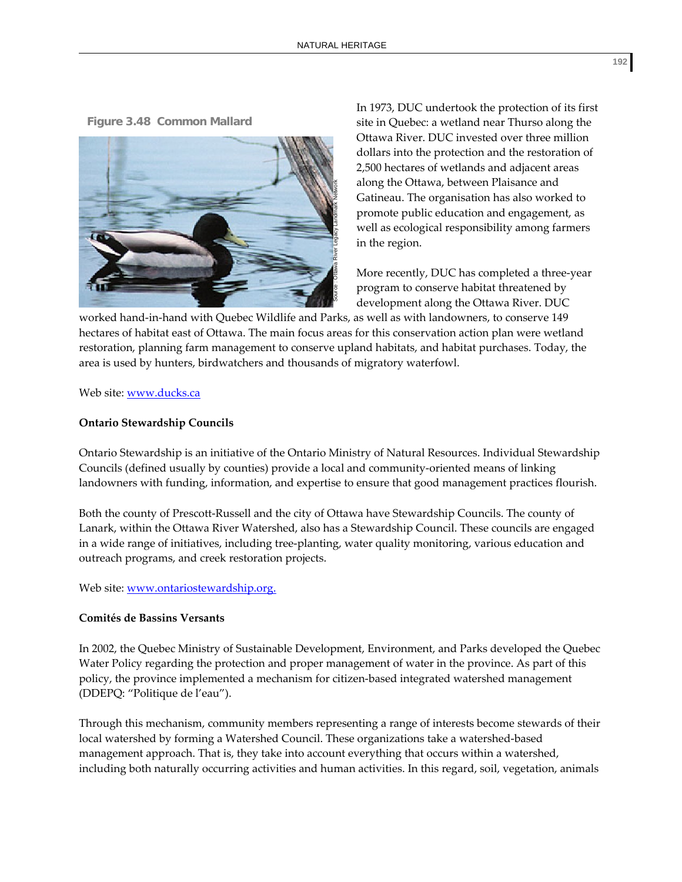Figure 3.48 Common Mallard

In 1973, DUC undertook the protection of its first site in Quebec: a wetland near Thurso along the Ottawa River. DUC invested over three million dollars into the protection and the restoration of 2,500 hectares of wetlands and adjacent areas along the Ottawa, between Plaisance and Gatineau. The organisation has also worked to promote public education and engagement, as well as ecological responsibility among farmers in the region.

More recently, DUC has completed a three-year program to conserve habitat threatened by development along the Ottawa River. DUC worked hand-in-hand with Quebec Wildlife and Parks, as well as with landowners, to conserve 149 hectares of habitat east of Ottawa. The main focus areas for this conservation action plan were wetland restoration, planning farm management to conserve upland habitats, and habitat purchases. Today, the area is used by hunters, birdwatchers and thousands of migratory waterfowl.

Web site: www.ducks.ca

**Ontario Stewardship Councils**

Ontario Stewardship is an initiative of the Ontario Ministry of Natural Resources. Individual Stewardship Councils (defined usually by counties) provide a local and community-oriented means of linking landowners with funding, information, and expertise to ensure that good management practices flourish.

Both the county of Prescott-Russell and the city of Ottawa have Stewardship Councils. The county of Lanark, within the Ottawa River Watershed, also has a Stewardship Council. These councils are engaged in a wide range of initiatives, including tree-planting, water quality monitoring, various education and outreach programs, and creek restoration projects.

Web site: www.ontariostewardship.org.

**Comités de Bassins Versants**

In 2002, the Quebec Ministry of Sustainable Development, Environment, and Parks developed the Quebec Water Policy regarding the protection and proper management of water in the province. As part of this policy, the province implemented a mechanism for citizen-based integrated watershed management (DDEPQ: "Politique de l'eau").

Through this mechanism, community members representing a range of interests become stewards of their local watershed by forming a Watershed Council. These organizations take a watershed-based management approach. That is, they take into account everything that occurs within a watershed, including both naturally occurring activities and human activities. In this regard, soil, vegetation, animals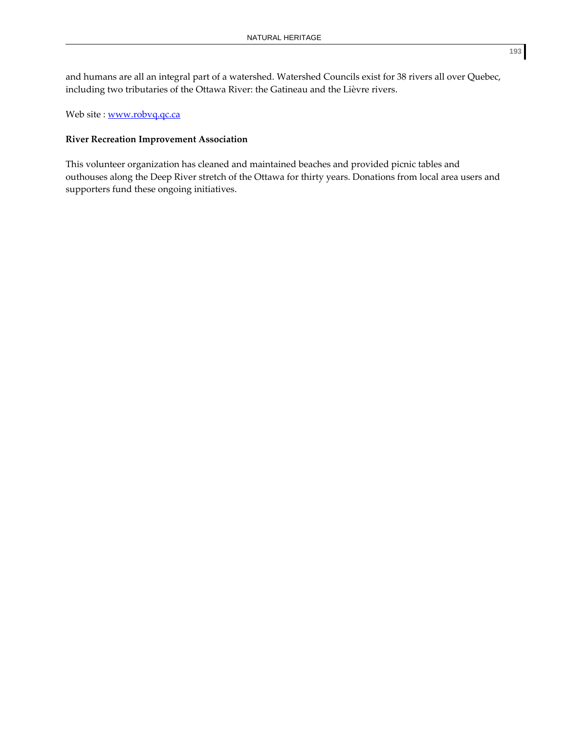and humans are all an integral part of a watershed. Watershed Councils exist for 38 rivers all over Quebec, including two tributaries of the Ottawa River: the Gatineau and the Lièvre rivers.

Web site : [www.robvq.qc.ca](http://www.robvq.qc.ca)

**River Recreation Improvement Association**

This volunteer organization has cleaned and maintained beaches and provided picnic tables and outhouses along the Deep River stretch of the Ottawa for thirty years. Donations from local area users and supporters fund these ongoing initiatives.